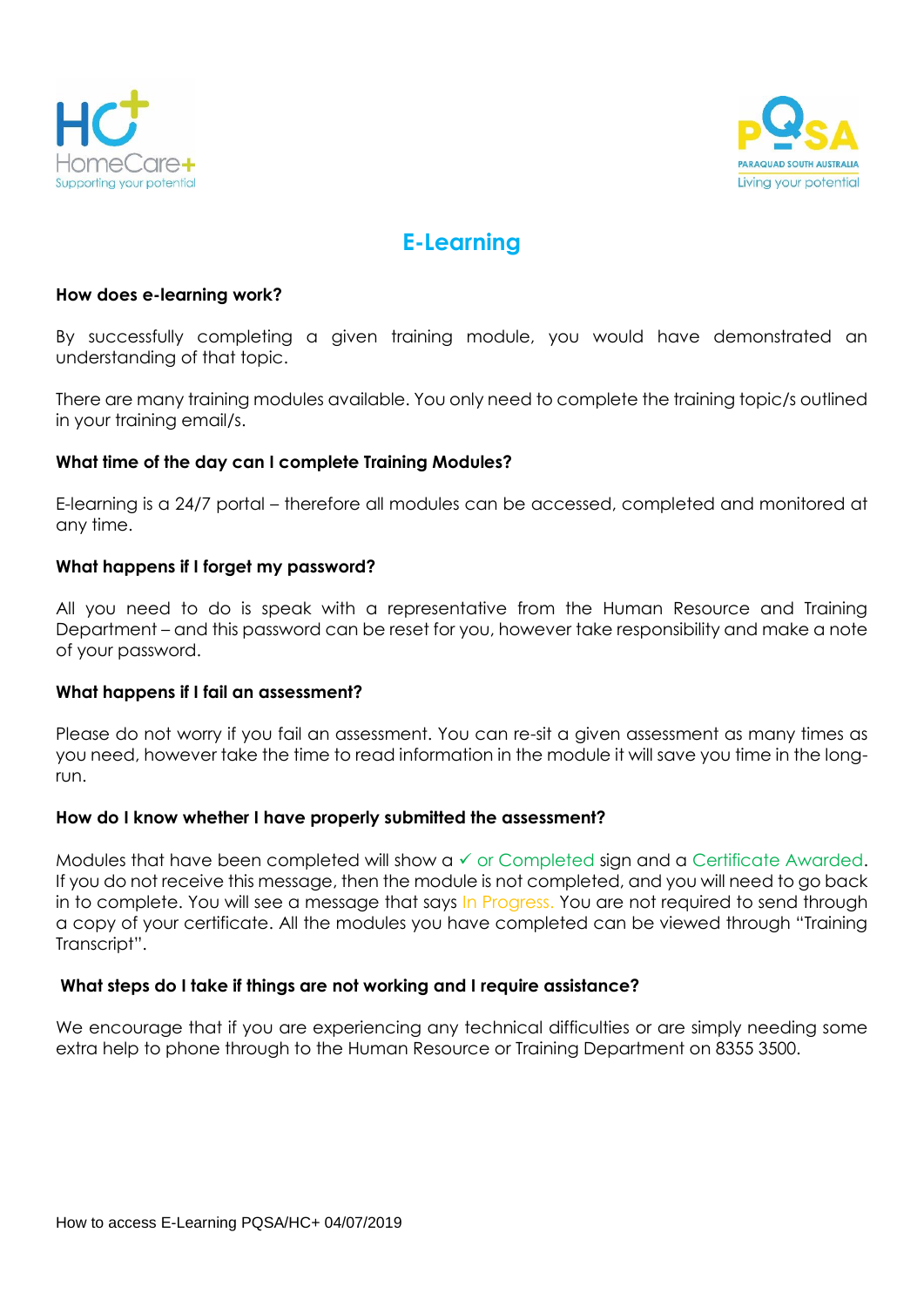# E-Learning

**How does e-learning work?**

By successfully completing a given training module, you would have demonstrated an understanding of that topic.

There are many training modules available. You only need to complete the training topic/s outlined in your training email/s.

**What time of the day can I complete Training Modules?**

E-learning is a 24/7 portal – therefore all modules can be accessed, completed and monitored at any time.

**What happens if I forget my password?**

All you need to do is speak with a representative from the Human Resource and Training Department – and this password can be reset for you, however take responsibility and make a note of your password.

**What happens if I fail an assessment?**

Please do not worry if you fail an assessment. You can re-sit a given assessment as many times as you need, however take the time to read information in the module it will save you time in the long-run.

**How do I know whether I have properly submitted the assessment?**

Modules that have been completed will show a ✓ or Completed sign and a Certificate Awarded. If you do not receive this message, then the module is not completed, and you will need to go back in to complete. You will see a message that says In Progress. You are not required to send through a copy of your certificate. All the modules you have completed can be viewed through "Training Transcript".

**What steps do I take if things are not working and I require assistance?**

We encourage that if you are experiencing any technical difficulties or are simply needing some extra help to phone through to the Human Resource or Training Department on 8355 3500.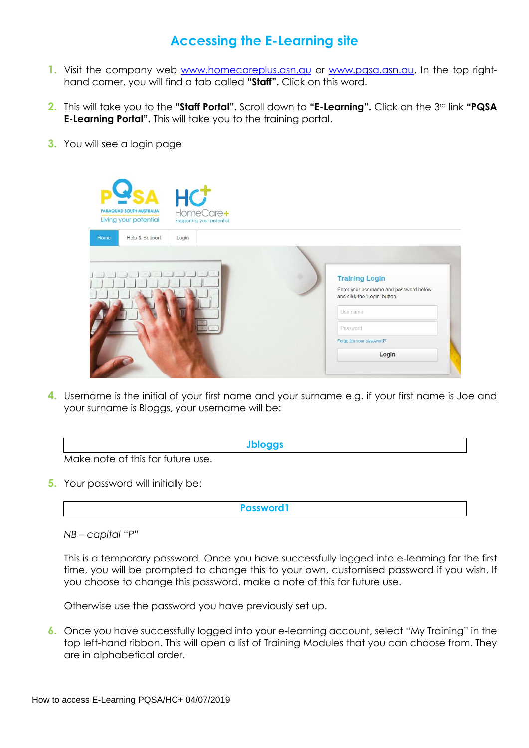# Accessing the E-Learning site

1. Visit the company web www.homecareplus.asn.au or www.pqsa.asn.au. In the top right-hand corner, you will find a tab called **"Staff".** Click on this word.

2. This will take you to the **"Staff Portal".** Scroll down to **"E-Learning".** Click on the 3rd link **"PQSA E-Learning Portal".** This will take you to the training portal.

3. You will see a login page

4. Username is the initial of your first name and your surname e.g. if your first name is Joe and your surname is Bloggs, your username will be:

| Jbloggs |
|---|

Make note of this for future use.

5. Your password will initially be:

| Password1 |
|---|

*NB – capital "P"*

This is a temporary password. Once you have successfully logged into e-learning for the first time, you will be prompted to change this to your own, customised password if you wish. If you choose to change this password, make a note of this for future use.

Otherwise use the password you have previously set up.

6. Once you have successfully logged into your e-learning account, select "My Training" in the top left-hand ribbon. This will open a list of Training Modules that you can choose from. They are in alphabetical order.

How to access E-Learning PQSA/HC+ 04/07/2019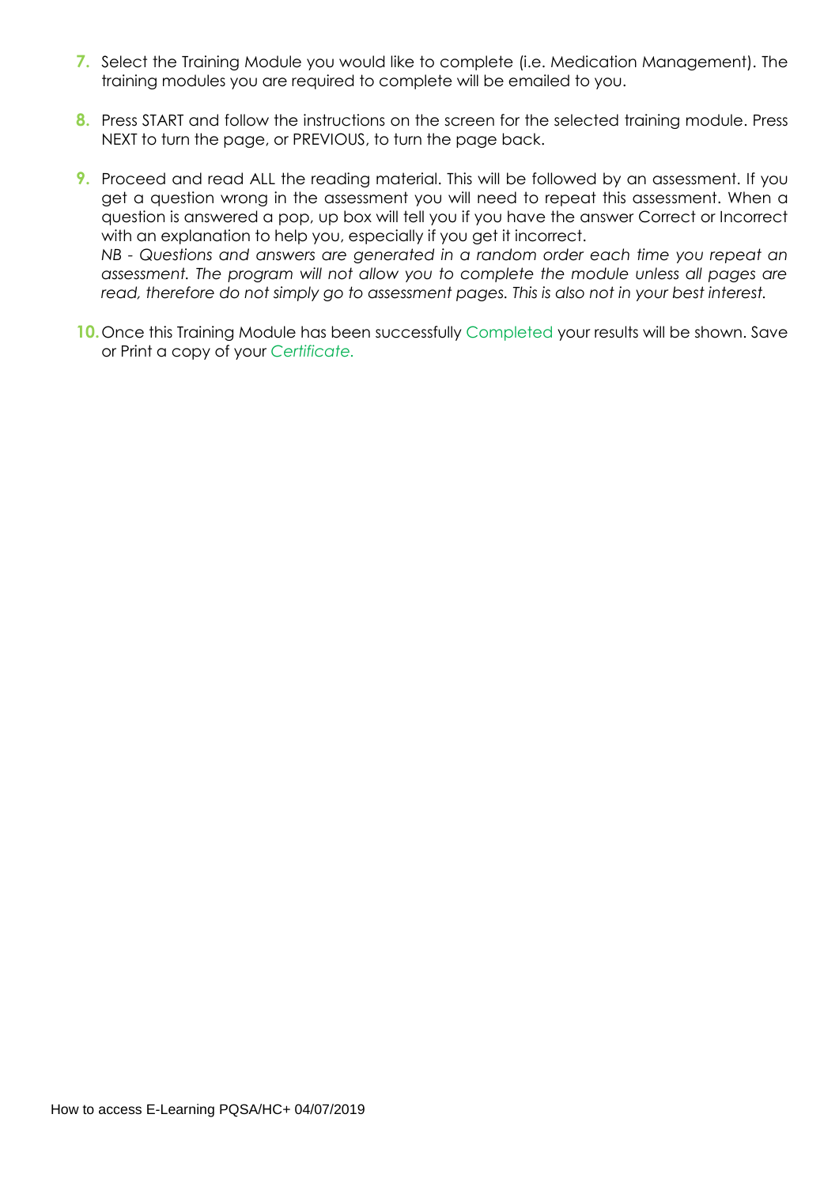7. Select the Training Module you would like to complete (i.e. Medication Management). The training modules you are required to complete will be emailed to you.

8. Press START and follow the instructions on the screen for the selected training module. Press NEXT to turn the page, or PREVIOUS, to turn the page back.

9. Proceed and read ALL the reading material. This will be followed by an assessment. If you get a question wrong in the assessment you will need to repeat this assessment. When a question is answered a pop, up box will tell you if you have the answer Correct or Incorrect with an explanation to help you, especially if you get it incorrect.
   *NB - Questions and answers are generated in a random order each time you repeat an assessment. The program will not allow you to complete the module unless all pages are read, therefore do not simply go to assessment pages. This is also not in your best interest.*

10. Once this Training Module has been successfully Completed your results will be shown. Save or Print a copy of your *Certificate.*

How to access E-Learning PQSA/HC+ 04/07/2019